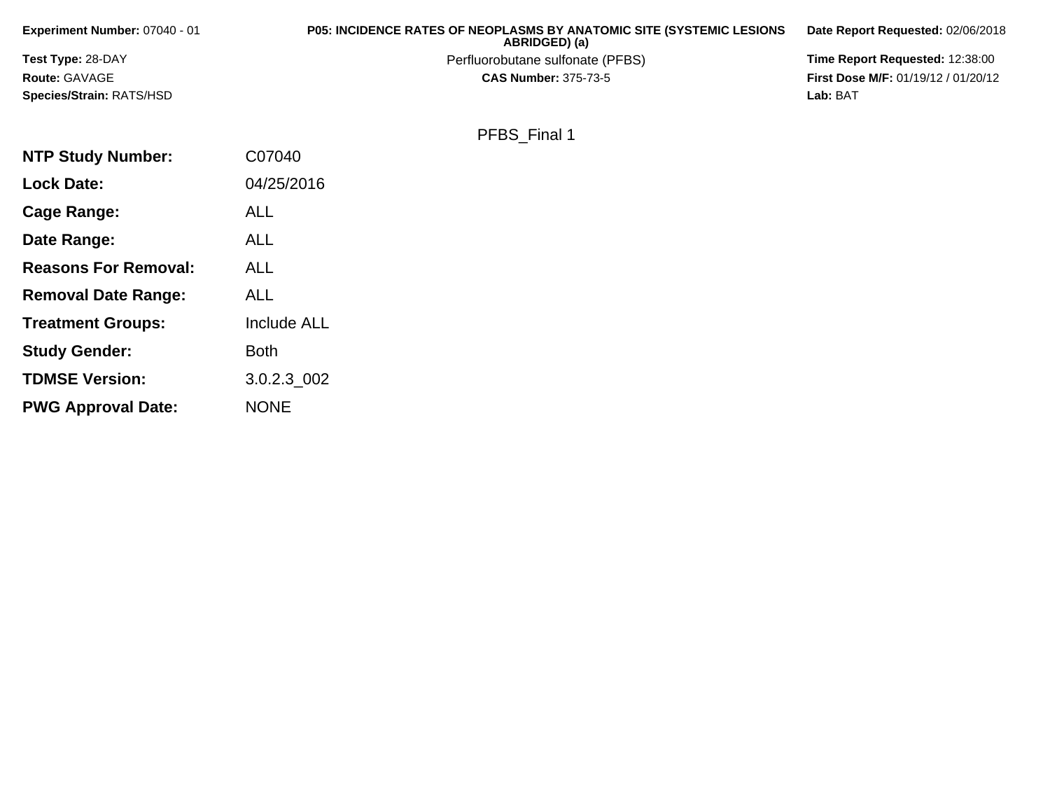**Experiment Number:** 07040 - 01

**Test Type:** 28-DAY

**Route:** GAVAGE

**Species/Strain:** RATS/HSD

**P05: INCIDENCE RATES OF NEOPLASMS BY ANATOMIC SITE (SYSTEMIC LESIONS ABRIDGED) (a)**

Perfluorobutane sulfonate (PFBS)

**CAS Number:** 375-73-5

**Date Report Requested:** 02/06/2018

**Time Report Requested:** 12:38:00

**First Dose M/F:** 01/19/12 / 01/20/12

**Lab:** BAT

PFBS_Final 1

| | |
|---|---|
| **NTP Study Number:** | C07040 |
| **Lock Date:** | 04/25/2016 |
| **Cage Range:** | ALL |
| **Date Range:** | ALL |
| **Reasons For Removal:** | ALL |
| **Removal Date Range:** | ALL |
| **Treatment Groups:** | Include ALL |
| **Study Gender:** | Both |
| **TDMSE Version:** | 3.0.2.3_002 |
| **PWG Approval Date:** | NONE |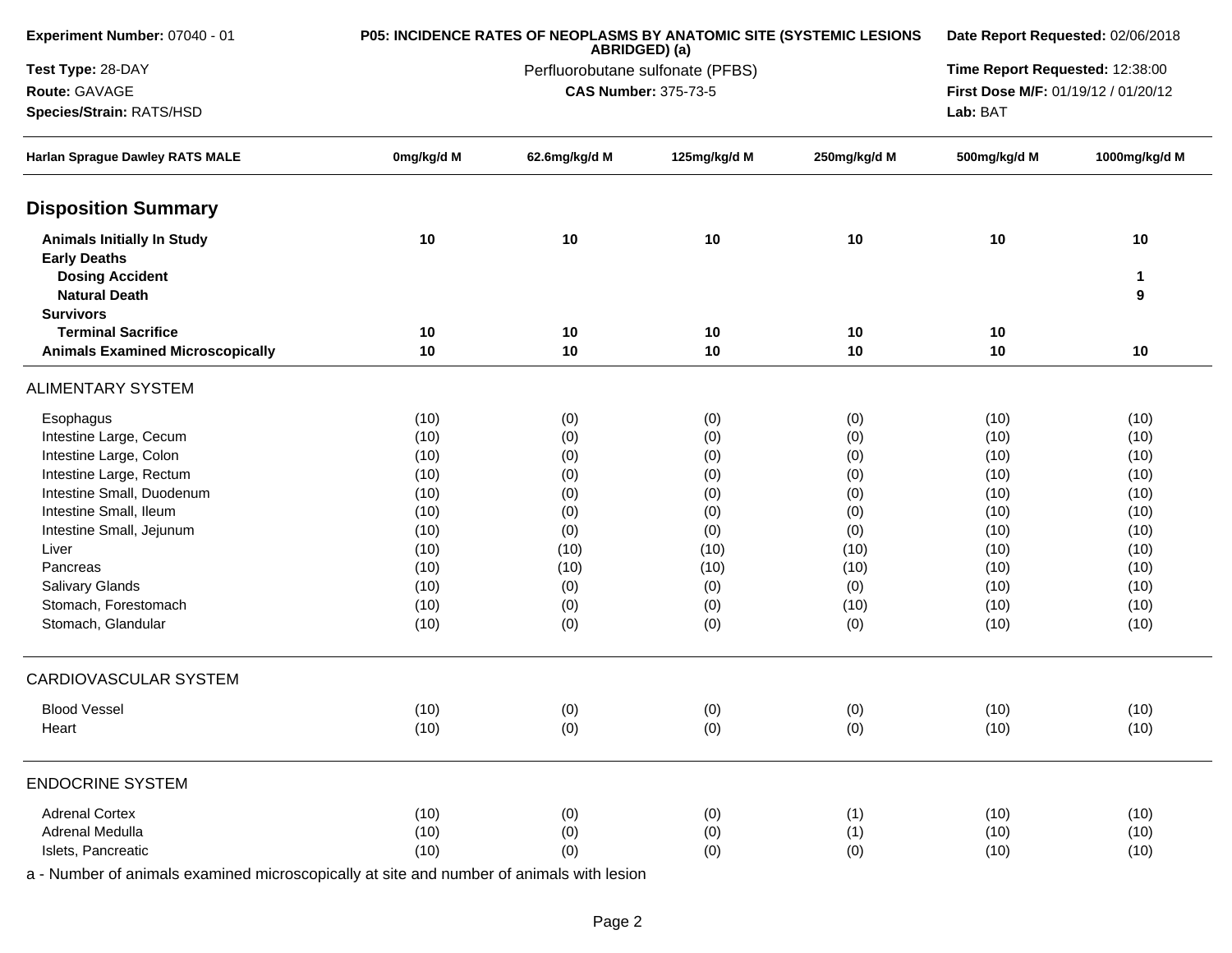**Experiment Number:** 07040 - 01

**Test Type:** 28-DAY

**Route:** GAVAGE

**Species/Strain:** RATS/HSD

**P05: INCIDENCE RATES OF NEOPLASMS BY ANATOMIC SITE (SYSTEMIC LESIONS ABRIDGED) (a)**

Perfluorobutane sulfonate (PFBS)

**CAS Number:** 375-73-5

**Date Report Requested:** 02/06/2018

**Time Report Requested:** 12:38:00

**First Dose M/F:** 01/19/12 / 01/20/12

**Lab:** BAT

| Harlan Sprague Dawley RATS MALE | 0mg/kg/d M | 62.6mg/kg/d M | 125mg/kg/d M | 250mg/kg/d M | 500mg/kg/d M | 1000mg/kg/d M |
|---|---|---|---|---|---|---|
| **Disposition Summary** | | | | | | |
| **Animals Initially In Study** | **10** | **10** | **10** | **10** | **10** | **10** |
| **Early Deaths** | | | | | | |
| **Dosing Accident** | | | | | | **1** |
| **Natural Death** | | | | | | **9** |
| **Survivors** | | | | | | |
| **Terminal Sacrifice** | **10** | **10** | **10** | **10** | **10** | |
| **Animals Examined Microscopically** | **10** | **10** | **10** | **10** | **10** | **10** |
| ALIMENTARY SYSTEM | | | | | | |
| Esophagus | (10) | (0) | (0) | (0) | (10) | (10) |
| Intestine Large, Cecum | (10) | (0) | (0) | (0) | (10) | (10) |
| Intestine Large, Colon | (10) | (0) | (0) | (0) | (10) | (10) |
| Intestine Large, Rectum | (10) | (0) | (0) | (0) | (10) | (10) |
| Intestine Small, Duodenum | (10) | (0) | (0) | (0) | (10) | (10) |
| Intestine Small, Ileum | (10) | (0) | (0) | (0) | (10) | (10) |
| Intestine Small, Jejunum | (10) | (0) | (0) | (0) | (10) | (10) |
| Liver | (10) | (10) | (10) | (10) | (10) | (10) |
| Pancreas | (10) | (10) | (10) | (10) | (10) | (10) |
| Salivary Glands | (10) | (0) | (0) | (0) | (10) | (10) |
| Stomach, Forestomach | (10) | (0) | (0) | (10) | (10) | (10) |
| Stomach, Glandular | (10) | (0) | (0) | (0) | (10) | (10) |
| CARDIOVASCULAR SYSTEM | | | | | | |
| Blood Vessel | (10) | (0) | (0) | (0) | (10) | (10) |
| Heart | (10) | (0) | (0) | (0) | (10) | (10) |
| ENDOCRINE SYSTEM | | | | | | |
| Adrenal Cortex | (10) | (0) | (0) | (1) | (10) | (10) |
| Adrenal Medulla | (10) | (0) | (0) | (1) | (10) | (10) |
| Islets, Pancreatic | (10) | (0) | (0) | (0) | (10) | (10) |

a - Number of animals examined microscopically at site and number of animals with lesion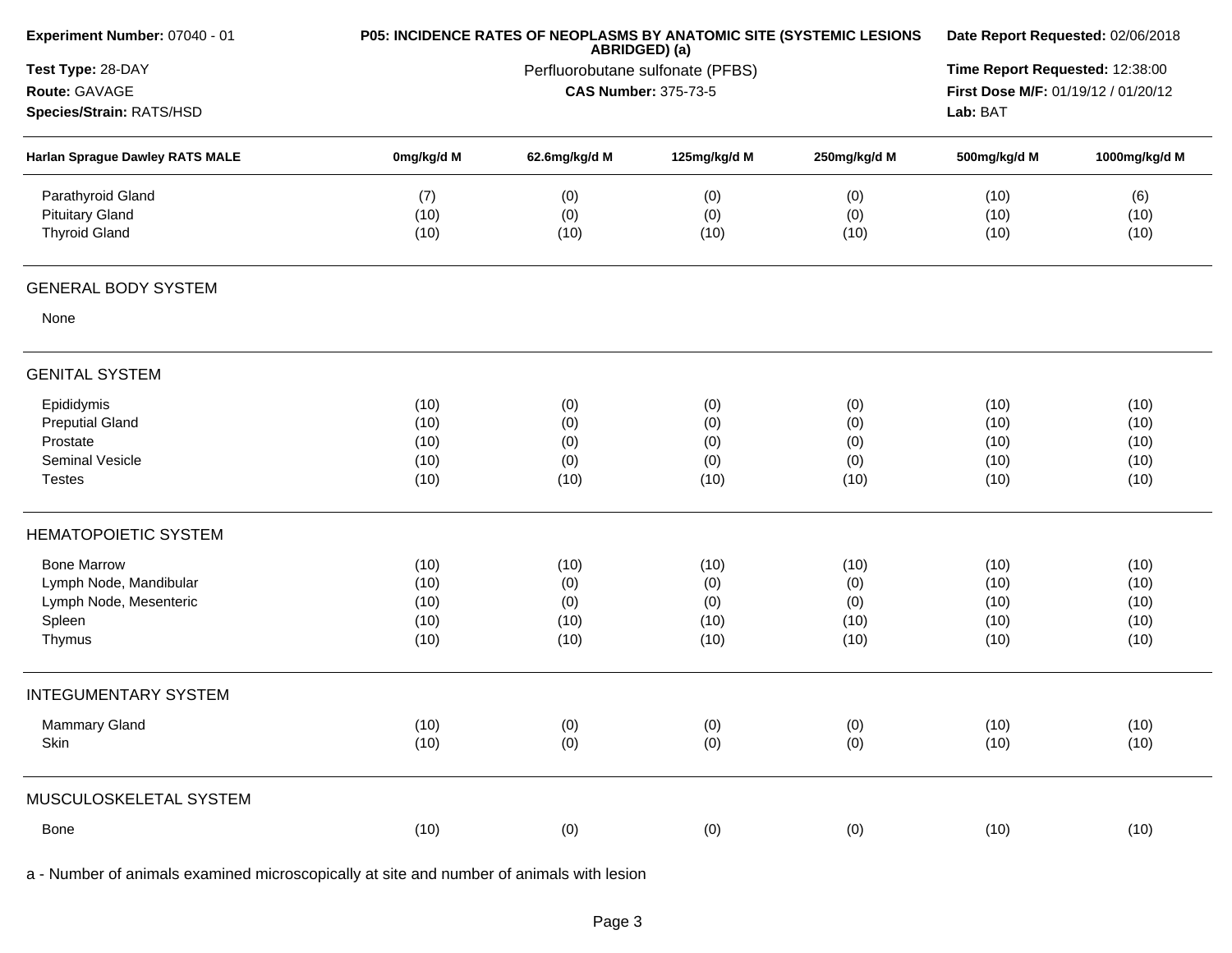| Experiment Number: 07040 - 01 | P05: INCIDENCE RATES OF NEOPLASMS BY ANATOMIC SITE (SYSTEMIC LESIONS ABRIDGED) (a) | Date Report Requested: 02/06/2018 |
|---|---|---|
| Test Type: 28-DAY | Perfluorobutane sulfonate (PFBS) | Time Report Requested: 12:38:00 |
| Route: GAVAGE | CAS Number: 375-73-5 | First Dose M/F: 01/19/12 / 01/20/12 |
| Species/Strain: RATS/HSD | | Lab: BAT |

| Harlan Sprague Dawley RATS MALE | 0mg/kg/d M | 62.6mg/kg/d M | 125mg/kg/d M | 250mg/kg/d M | 500mg/kg/d M | 1000mg/kg/d M |
|---|---|---|---|---|---|---|
| Parathyroid Gland | (7) | (0) | (0) | (0) | (10) | (6) |
| Pituitary Gland | (10) | (0) | (0) | (0) | (10) | (10) |
| Thyroid Gland | (10) | (10) | (10) | (10) | (10) | (10) |
| **GENERAL BODY SYSTEM** | | | | | | |
| None | | | | | | |
| **GENITAL SYSTEM** | | | | | | |
| Epididymis | (10) | (0) | (0) | (0) | (10) | (10) |
| Preputial Gland | (10) | (0) | (0) | (0) | (10) | (10) |
| Prostate | (10) | (0) | (0) | (0) | (10) | (10) |
| Seminal Vesicle | (10) | (0) | (0) | (0) | (10) | (10) |
| Testes | (10) | (10) | (10) | (10) | (10) | (10) |
| **HEMATOPOIETIC SYSTEM** | | | | | | |
| Bone Marrow | (10) | (10) | (10) | (10) | (10) | (10) |
| Lymph Node, Mandibular | (10) | (0) | (0) | (0) | (10) | (10) |
| Lymph Node, Mesenteric | (10) | (0) | (0) | (0) | (10) | (10) |
| Spleen | (10) | (10) | (10) | (10) | (10) | (10) |
| Thymus | (10) | (10) | (10) | (10) | (10) | (10) |
| **INTEGUMENTARY SYSTEM** | | | | | | |
| Mammary Gland | (10) | (0) | (0) | (0) | (10) | (10) |
| Skin | (10) | (0) | (0) | (0) | (10) | (10) |
| **MUSCULOSKELETAL SYSTEM** | | | | | | |
| Bone | (10) | (0) | (0) | (0) | (10) | (10) |

a - Number of animals examined microscopically at site and number of animals with lesion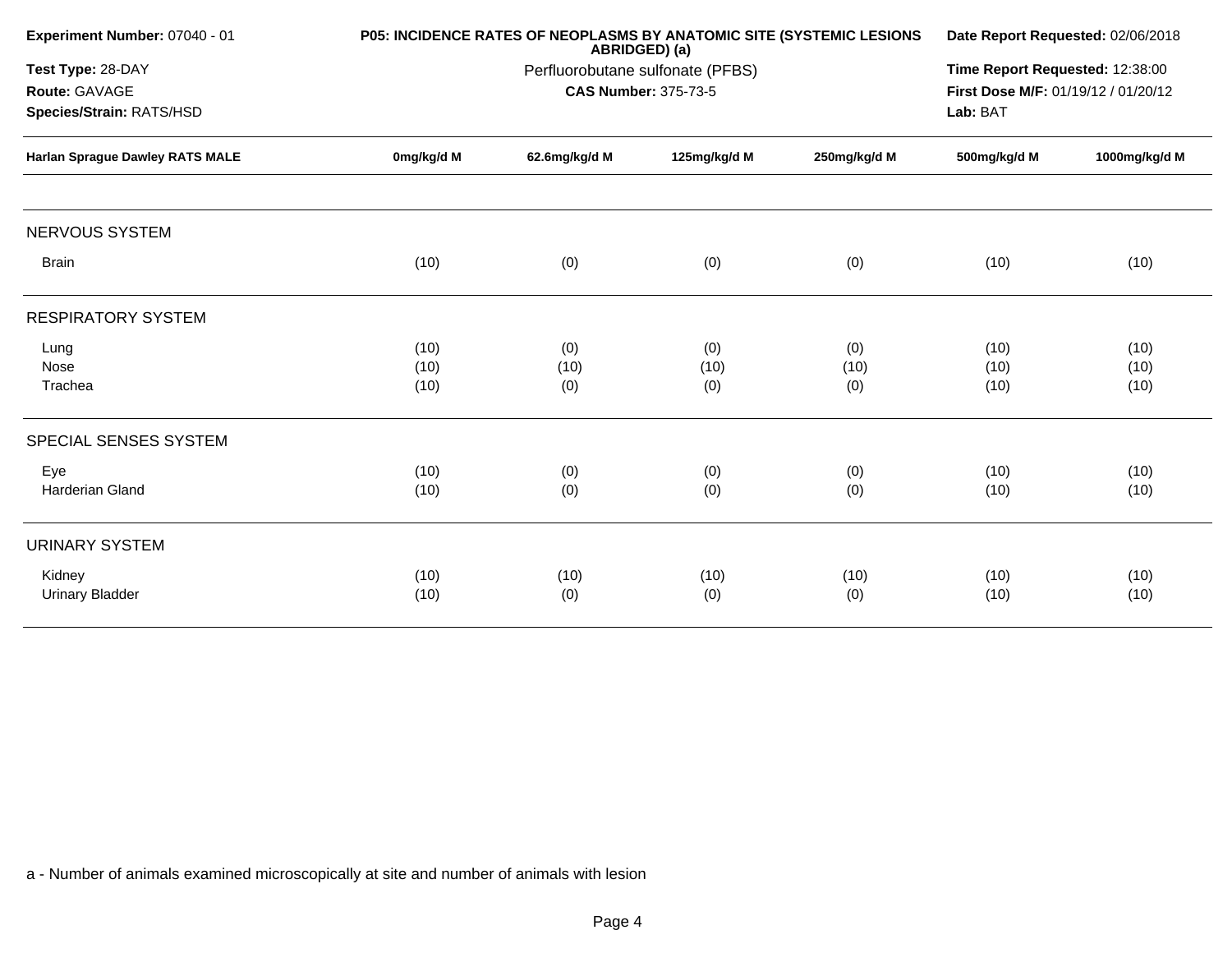**Experiment Number:** 07040 - 01
**Test Type:** 28-DAY
**Route:** GAVAGE
**Species/Strain:** RATS/HSD

**P05: INCIDENCE RATES OF NEOPLASMS BY ANATOMIC SITE (SYSTEMIC LESIONS ABRIDGED) (a)**
Perfluorobutane sulfonate (PFBS)
**CAS Number:** 375-73-5

**Date Report Requested:** 02/06/2018
**Time Report Requested:** 12:38:00
**First Dose M/F:** 01/19/12 / 01/20/12
**Lab:** BAT

| Harlan Sprague Dawley RATS MALE | 0mg/kg/d M | 62.6mg/kg/d M | 125mg/kg/d M | 250mg/kg/d M | 500mg/kg/d M | 1000mg/kg/d M |
|---|---|---|---|---|---|---|
| NERVOUS SYSTEM | | | | | | |
| Brain | (10) | (0) | (0) | (0) | (10) | (10) |
| RESPIRATORY SYSTEM | | | | | | |
| Lung | (10) | (0) | (0) | (0) | (10) | (10) |
| Nose | (10) | (10) | (10) | (10) | (10) | (10) |
| Trachea | (10) | (0) | (0) | (0) | (10) | (10) |
| SPECIAL SENSES SYSTEM | | | | | | |
| Eye | (10) | (0) | (0) | (0) | (10) | (10) |
| Harderian Gland | (10) | (0) | (0) | (0) | (10) | (10) |
| URINARY SYSTEM | | | | | | |
| Kidney | (10) | (10) | (10) | (10) | (10) | (10) |
| Urinary Bladder | (10) | (0) | (0) | (0) | (10) | (10) |

a - Number of animals examined microscopically at site and number of animals with lesion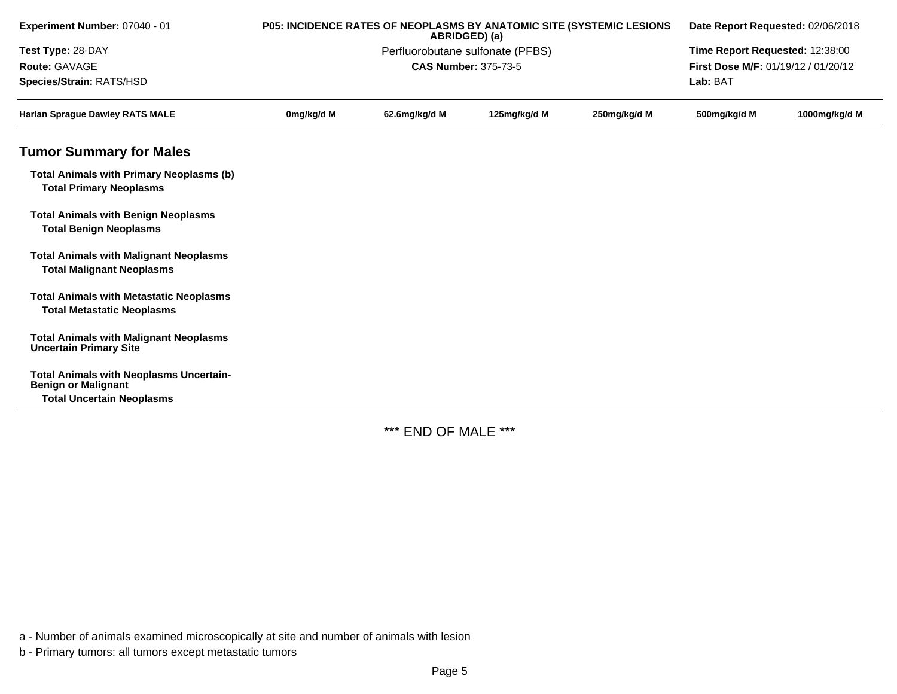**Experiment Number:** 07040 - 01

**Test Type:** 28-DAY

**Route:** GAVAGE

**Species/Strain:** RATS/HSD

**P05: INCIDENCE RATES OF NEOPLASMS BY ANATOMIC SITE (SYSTEMIC LESIONS ABRIDGED) (a)**

Perfluorobutane sulfonate (PFBS)

**CAS Number:** 375-73-5

**Date Report Requested:** 02/06/2018

**Time Report Requested:** 12:38:00

**First Dose M/F:** 01/19/12 / 01/20/12

**Lab:** BAT

| Harlan Sprague Dawley RATS MALE | 0mg/kg/d M | 62.6mg/kg/d M | 125mg/kg/d M | 250mg/kg/d M | 500mg/kg/d M | 1000mg/kg/d M |
|---|---|---|---|---|---|---|
| **Tumor Summary for Males** | | | | | | |
| **Total Animals with Primary Neoplasms (b)** | | | | | | |
| **Total Primary Neoplasms** | | | | | | |
| **Total Animals with Benign Neoplasms** | | | | | | |
| **Total Benign Neoplasms** | | | | | | |
| **Total Animals with Malignant Neoplasms** | | | | | | |
| **Total Malignant Neoplasms** | | | | | | |
| **Total Animals with Metastatic Neoplasms** | | | | | | |
| **Total Metastatic Neoplasms** | | | | | | |
| **Total Animals with Malignant Neoplasms Uncertain Primary Site** | | | | | | |
| **Total Animals with Neoplasms Uncertain-Benign or Malignant** | | | | | | |
| **Total Uncertain Neoplasms** | | | | | | |

*** END OF MALE ***

a - Number of animals examined microscopically at site and number of animals with lesion

b - Primary tumors: all tumors except metastatic tumors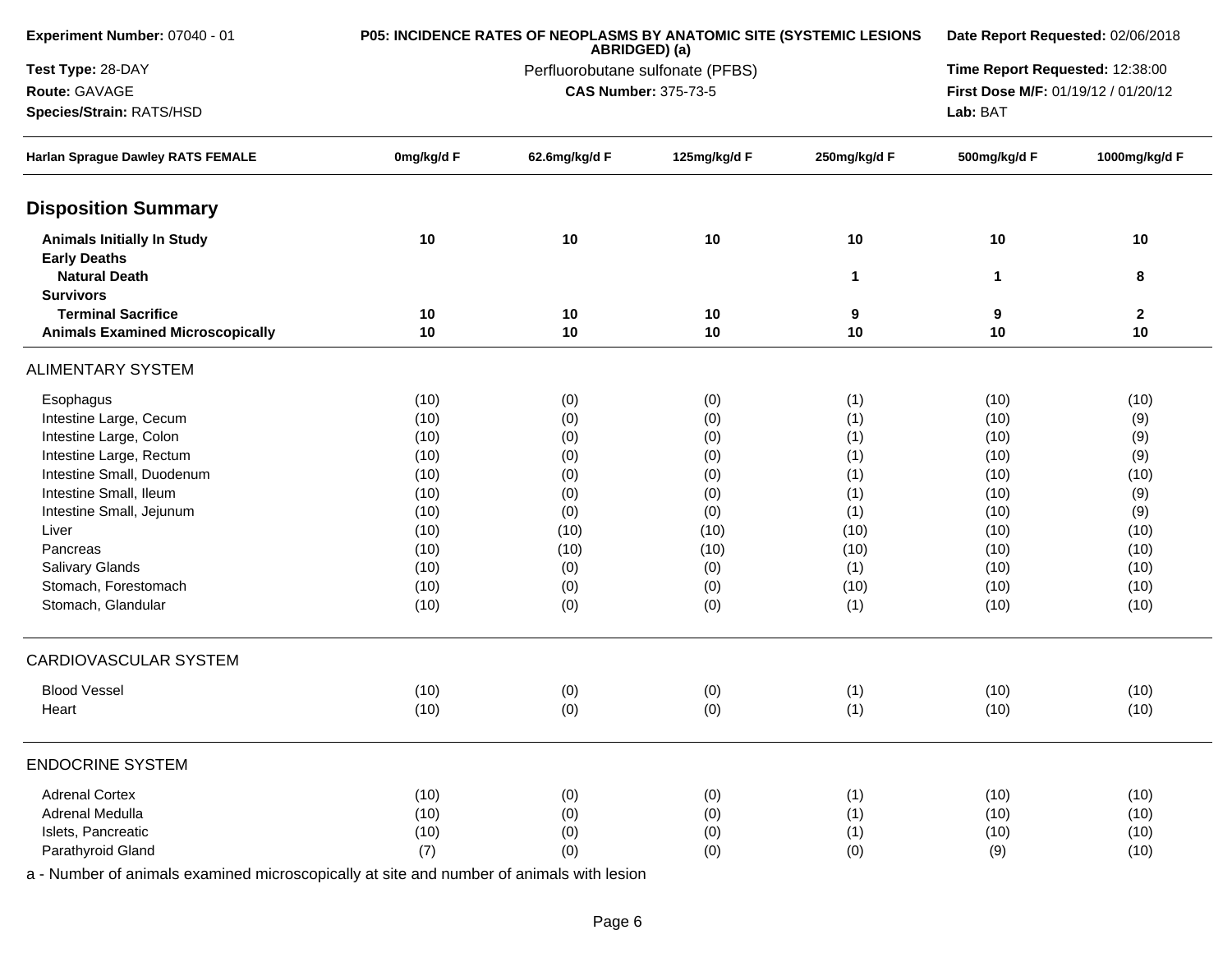**Experiment Number:** 07040 - 01

**Test Type:** 28-DAY

**Route:** GAVAGE

**Species/Strain:** RATS/HSD

**P05: INCIDENCE RATES OF NEOPLASMS BY ANATOMIC SITE (SYSTEMIC LESIONS ABRIDGED) (a)**

Perfluorobutane sulfonate (PFBS)

**CAS Number:** 375-73-5

**Date Report Requested:** 02/06/2018

**Time Report Requested:** 12:38:00

**First Dose M/F:** 01/19/12 / 01/20/12

**Lab:** BAT

| Harlan Sprague Dawley RATS FEMALE | 0mg/kg/d F | 62.6mg/kg/d F | 125mg/kg/d F | 250mg/kg/d F | 500mg/kg/d F | 1000mg/kg/d F |
|---|---|---|---|---|---|---|
| **Disposition Summary** | | | | | | |
| **Animals Initially In Study** | **10** | **10** | **10** | **10** | **10** | **10** |
| **Early Deaths** | | | | | | |
| **Natural Death** | | | | **1** | **1** | **8** |
| **Survivors** | | | | | | |
| **Terminal Sacrifice** | **10** | **10** | **10** | **9** | **9** | **2** |
| **Animals Examined Microscopically** | **10** | **10** | **10** | **10** | **10** | **10** |
| ALIMENTARY SYSTEM | | | | | | |
| Esophagus | (10) | (0) | (0) | (1) | (10) | (10) |
| Intestine Large, Cecum | (10) | (0) | (0) | (1) | (10) | (9) |
| Intestine Large, Colon | (10) | (0) | (0) | (1) | (10) | (9) |
| Intestine Large, Rectum | (10) | (0) | (0) | (1) | (10) | (9) |
| Intestine Small, Duodenum | (10) | (0) | (0) | (1) | (10) | (10) |
| Intestine Small, Ileum | (10) | (0) | (0) | (1) | (10) | (9) |
| Intestine Small, Jejunum | (10) | (0) | (0) | (1) | (10) | (9) |
| Liver | (10) | (10) | (10) | (10) | (10) | (10) |
| Pancreas | (10) | (10) | (10) | (10) | (10) | (10) |
| Salivary Glands | (10) | (0) | (0) | (1) | (10) | (10) |
| Stomach, Forestomach | (10) | (0) | (0) | (10) | (10) | (10) |
| Stomach, Glandular | (10) | (0) | (0) | (1) | (10) | (10) |
| CARDIOVASCULAR SYSTEM | | | | | | |
| Blood Vessel | (10) | (0) | (0) | (1) | (10) | (10) |
| Heart | (10) | (0) | (0) | (1) | (10) | (10) |
| ENDOCRINE SYSTEM | | | | | | |
| Adrenal Cortex | (10) | (0) | (0) | (1) | (10) | (10) |
| Adrenal Medulla | (10) | (0) | (0) | (1) | (10) | (10) |
| Islets, Pancreatic | (10) | (0) | (0) | (1) | (10) | (10) |
| Parathyroid Gland | (7) | (0) | (0) | (0) | (9) | (10) |

a - Number of animals examined microscopically at site and number of animals with lesion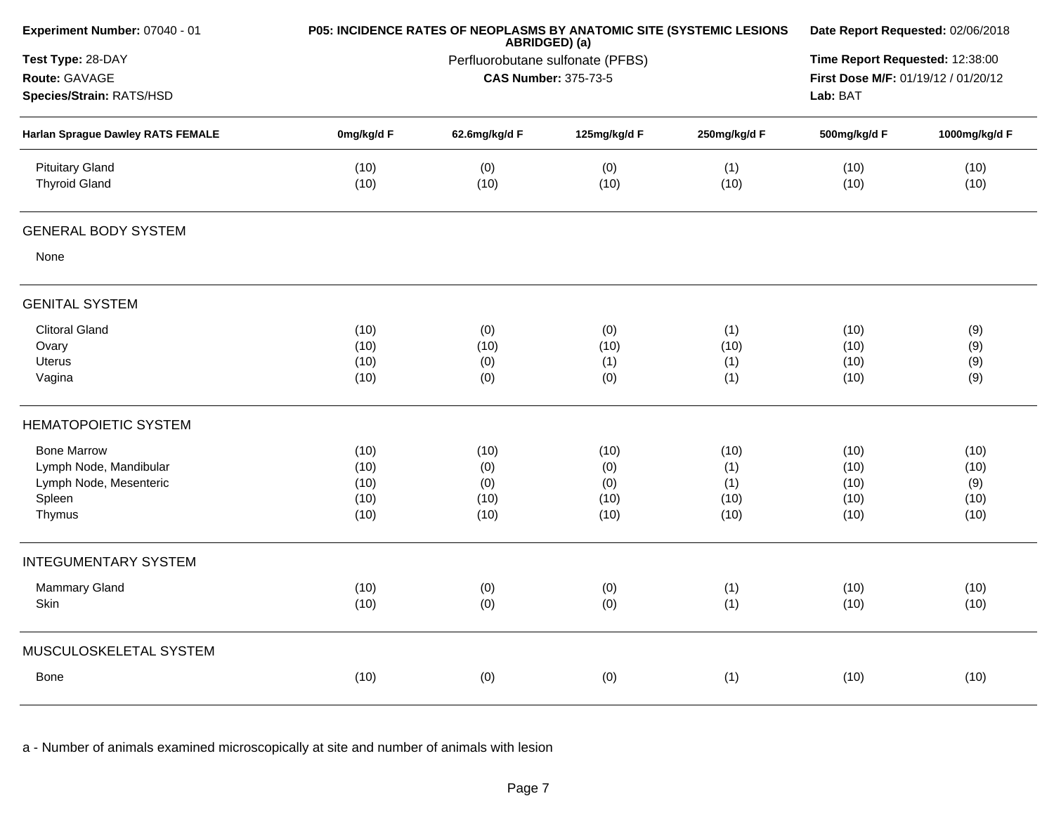| Experiment Number: 07040 - 01 | P05: INCIDENCE RATES OF NEOPLASMS BY ANATOMIC SITE (SYSTEMIC LESIONS ABRIDGED) (a) | Date Report Requested: 02/06/2018 |
|---|---|---|
| Test Type: 28-DAY | Perfluorobutane sulfonate (PFBS) | Time Report Requested: 12:38:00 |
| Route: GAVAGE | CAS Number: 375-73-5 | First Dose M/F: 01/19/12 / 01/20/12 |
| Species/Strain: RATS/HSD | | Lab: BAT |

| Harlan Sprague Dawley RATS FEMALE | 0mg/kg/d F | 62.6mg/kg/d F | 125mg/kg/d F | 250mg/kg/d F | 500mg/kg/d F | 1000mg/kg/d F |
|---|---|---|---|---|---|---|
| Pituitary Gland | (10) | (0) | (0) | (1) | (10) | (10) |
| Thyroid Gland | (10) | (10) | (10) | (10) | (10) | (10) |
| **GENERAL BODY SYSTEM** | | | | | | |
| None | | | | | | |
| **GENITAL SYSTEM** | | | | | | |
| Clitoral Gland | (10) | (0) | (0) | (1) | (10) | (9) |
| Ovary | (10) | (10) | (10) | (10) | (10) | (9) |
| Uterus | (10) | (0) | (1) | (1) | (10) | (9) |
| Vagina | (10) | (0) | (0) | (1) | (10) | (9) |
| **HEMATOPOIETIC SYSTEM** | | | | | | |
| Bone Marrow | (10) | (10) | (10) | (10) | (10) | (10) |
| Lymph Node, Mandibular | (10) | (0) | (0) | (1) | (10) | (10) |
| Lymph Node, Mesenteric | (10) | (0) | (0) | (1) | (10) | (9) |
| Spleen | (10) | (10) | (10) | (10) | (10) | (10) |
| Thymus | (10) | (10) | (10) | (10) | (10) | (10) |
| **INTEGUMENTARY SYSTEM** | | | | | | |
| Mammary Gland | (10) | (0) | (0) | (1) | (10) | (10) |
| Skin | (10) | (0) | (0) | (1) | (10) | (10) |
| **MUSCULOSKELETAL SYSTEM** | | | | | | |
| Bone | (10) | (0) | (0) | (1) | (10) | (10) |

a - Number of animals examined microscopically at site and number of animals with lesion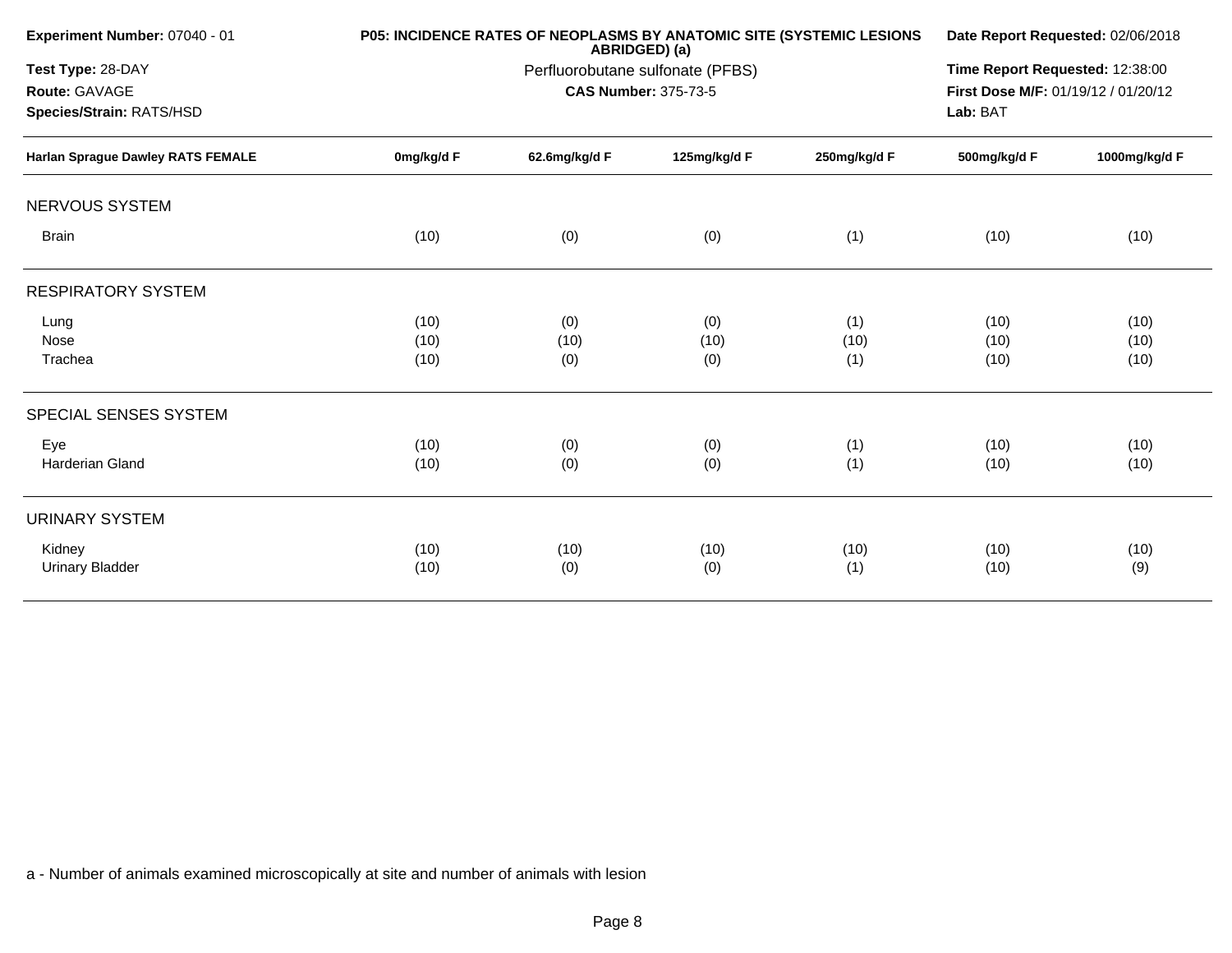**Experiment Number:** 07040 - 01

**Test Type:** 28-DAY

**Route:** GAVAGE

**Species/Strain:** RATS/HSD

**P05: INCIDENCE RATES OF NEOPLASMS BY ANATOMIC SITE (SYSTEMIC LESIONS ABRIDGED) (a)**

Perfluorobutane sulfonate (PFBS)

**CAS Number:** 375-73-5

**Date Report Requested:** 02/06/2018

**Time Report Requested:** 12:38:00

**First Dose M/F:** 01/19/12 / 01/20/12

**Lab:** BAT

| Harlan Sprague Dawley RATS FEMALE | 0mg/kg/d F | 62.6mg/kg/d F | 125mg/kg/d F | 250mg/kg/d F | 500mg/kg/d F | 1000mg/kg/d F |
|---|---|---|---|---|---|---|
| **NERVOUS SYSTEM** | | | | | | |
| Brain | (10) | (0) | (0) | (1) | (10) | (10) |
| **RESPIRATORY SYSTEM** | | | | | | |
| Lung | (10) | (0) | (0) | (1) | (10) | (10) |
| Nose | (10) | (10) | (10) | (10) | (10) | (10) |
| Trachea | (10) | (0) | (0) | (1) | (10) | (10) |
| **SPECIAL SENSES SYSTEM** | | | | | | |
| Eye | (10) | (0) | (0) | (1) | (10) | (10) |
| Harderian Gland | (10) | (0) | (0) | (1) | (10) | (10) |
| **URINARY SYSTEM** | | | | | | |
| Kidney | (10) | (10) | (10) | (10) | (10) | (10) |
| Urinary Bladder | (10) | (0) | (0) | (1) | (10) | (9) |

a - Number of animals examined microscopically at site and number of animals with lesion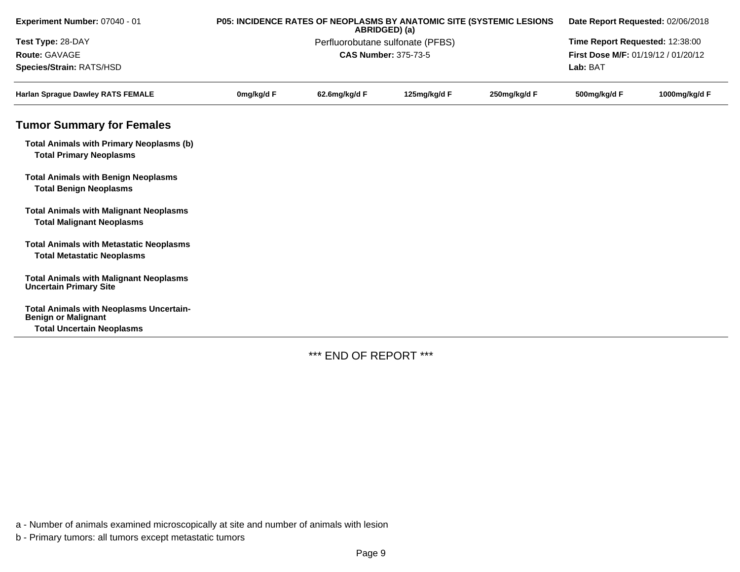| Experiment Number: 07040 - 01 | P05: INCIDENCE RATES OF NEOPLASMS BY ANATOMIC SITE (SYSTEMIC LESIONS ABRIDGED) (a) | Date Report Requested: 02/06/2018 |
|---|---|---|
| Test Type: 28-DAY | Perfluorobutane sulfonate (PFBS) | Time Report Requested: 12:38:00 |
| Route: GAVAGE | CAS Number: 375-73-5 | First Dose M/F: 01/19/12 / 01/20/12 |
| Species/Strain: RATS/HSD | | Lab: BAT |

| Harlan Sprague Dawley RATS FEMALE | 0mg/kg/d F | 62.6mg/kg/d F | 125mg/kg/d F | 250mg/kg/d F | 500mg/kg/d F | 1000mg/kg/d F |
|---|---|---|---|---|---|---|
| **Tumor Summary for Females** | | | | | | |
| **Total Animals with Primary Neoplasms (b)** | | | | | | |
| **Total Primary Neoplasms** | | | | | | |
| **Total Animals with Benign Neoplasms** | | | | | | |
| **Total Benign Neoplasms** | | | | | | |
| **Total Animals with Malignant Neoplasms** | | | | | | |
| **Total Malignant Neoplasms** | | | | | | |
| **Total Animals with Metastatic Neoplasms** | | | | | | |
| **Total Metastatic Neoplasms** | | | | | | |
| **Total Animals with Malignant Neoplasms Uncertain Primary Site** | | | | | | |
| **Total Animals with Neoplasms Uncertain- Benign or Malignant** | | | | | | |
| **Total Uncertain Neoplasms** | | | | | | |

*** END OF REPORT ***

a - Number of animals examined microscopically at site and number of animals with lesion

b - Primary tumors: all tumors except metastatic tumors